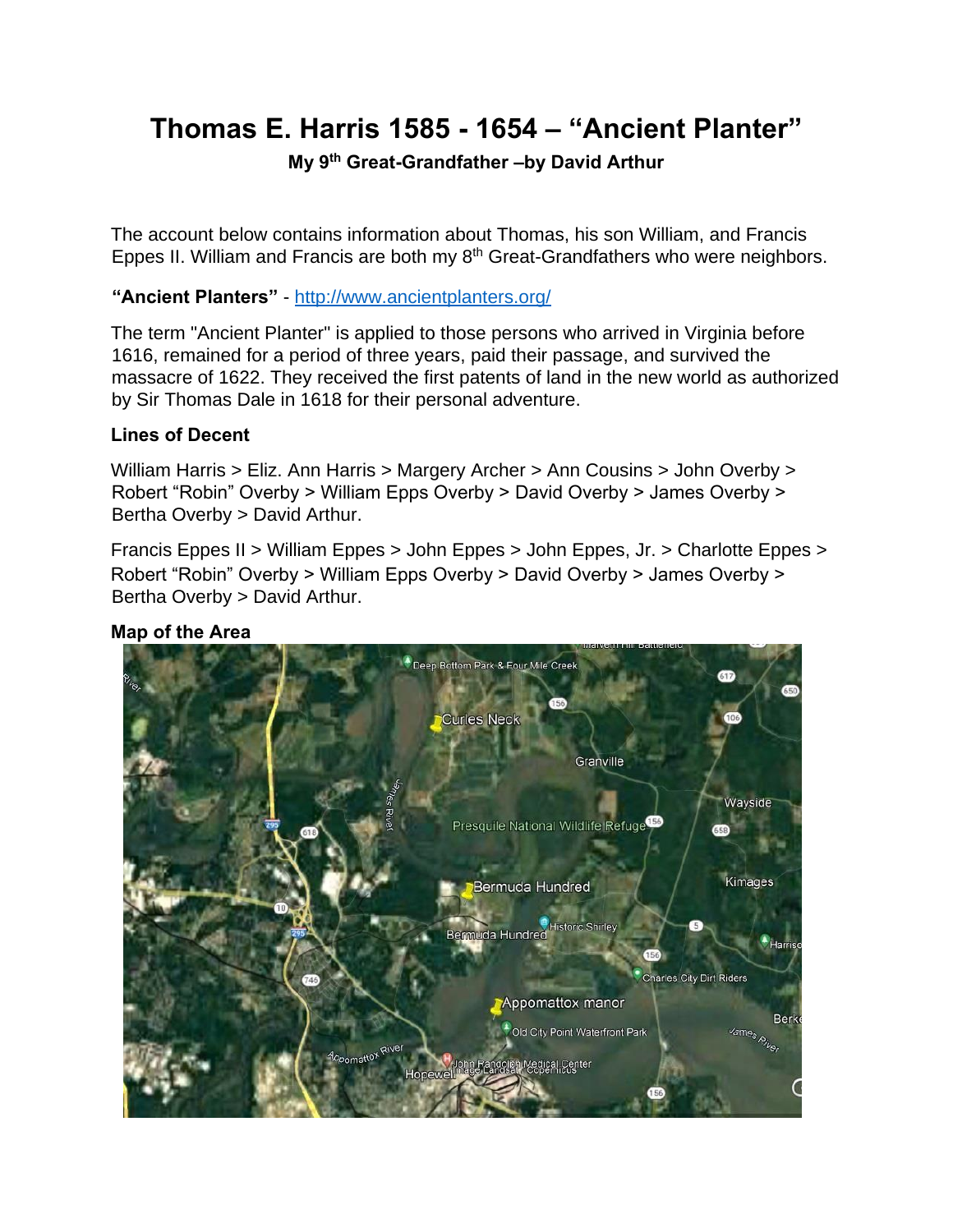# Thomas E. Harris 1585 - 1654 – "Ancient Planter"

**My 9th Great-Grandfather –by David Arthur**

The account below contains information about Thomas, his son William, and Francis Eppes II. William and Francis are both my 8th Great-Grandfathers who were neighbors.

**"Ancient Planters"** - http://www.ancientplanters.org/

The term "Ancient Planter" is applied to those persons who arrived in Virginia before 1616, remained for a period of three years, paid their passage, and survived the massacre of 1622. They received the first patents of land in the new world as authorized by Sir Thomas Dale in 1618 for their personal adventure.

### Lines of Decent

William Harris > Eliz. Ann Harris > Margery Archer > Ann Cousins > John Overby > Robert "Robin" Overby > William Epps Overby > David Overby > James Overby > Bertha Overby > David Arthur.

Francis Eppes II > William Eppes > John Eppes > John Eppes, Jr. > Charlotte Eppes > Robert "Robin" Overby > William Epps Overby > David Overby > James Overby > Bertha Overby > David Arthur.

### Map of the Area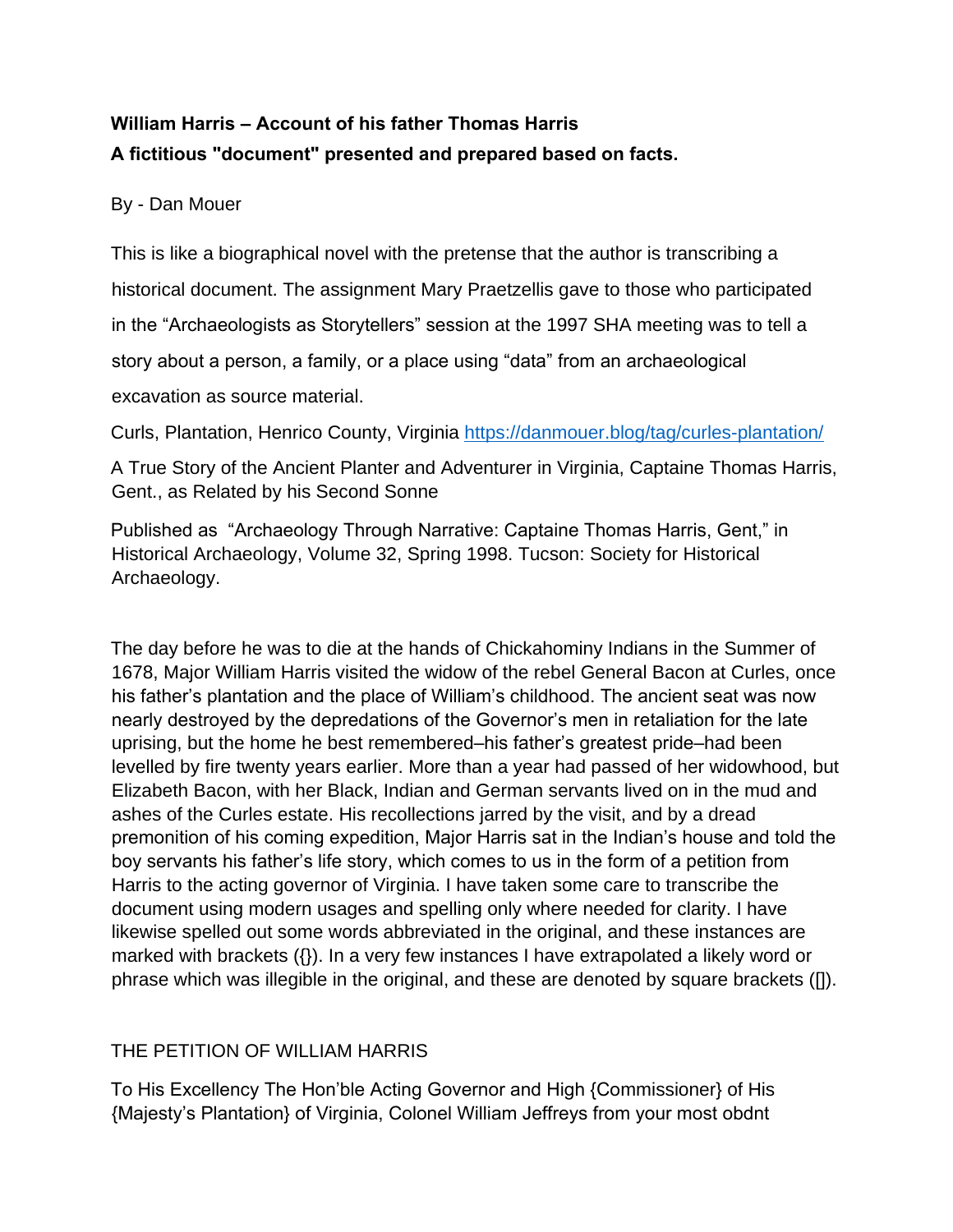**William Harris – Account of his father Thomas Harris**
**A fictitious "document" presented and prepared based on facts.**

By - Dan Mouer

This is like a biographical novel with the pretense that the author is transcribing a historical document. The assignment Mary Praetzellis gave to those who participated in the "Archaeologists as Storytellers" session at the 1997 SHA meeting was to tell a story about a person, a family, or a place using "data" from an archaeological excavation as source material.

Curls, Plantation, Henrico County, Virginia https://danmouer.blog/tag/curles-plantation/

A True Story of the Ancient Planter and Adventurer in Virginia, Captaine Thomas Harris, Gent., as Related by his Second Sonne

Published as "Archaeology Through Narrative: Captaine Thomas Harris, Gent," in Historical Archaeology, Volume 32, Spring 1998. Tucson: Society for Historical Archaeology.

The day before he was to die at the hands of Chickahominy Indians in the Summer of 1678, Major William Harris visited the widow of the rebel General Bacon at Curles, once his father's plantation and the place of William's childhood. The ancient seat was now nearly destroyed by the depredations of the Governor's men in retaliation for the late uprising, but the home he best remembered–his father's greatest pride–had been levelled by fire twenty years earlier. More than a year had passed of her widowhood, but Elizabeth Bacon, with her Black, Indian and German servants lived on in the mud and ashes of the Curles estate. His recollections jarred by the visit, and by a dread premonition of his coming expedition, Major Harris sat in the Indian's house and told the boy servants his father's life story, which comes to us in the form of a petition from Harris to the acting governor of Virginia. I have taken some care to transcribe the document using modern usages and spelling only where needed for clarity. I have likewise spelled out some words abbreviated in the original, and these instances are marked with brackets ({}). In a very few instances I have extrapolated a likely word or phrase which was illegible in the original, and these are denoted by square brackets ([]).

THE PETITION OF WILLIAM HARRIS

To His Excellency The Hon'ble Acting Governor and High {Commissioner} of His {Majesty's Plantation} of Virginia, Colonel William Jeffreys from your most obdnt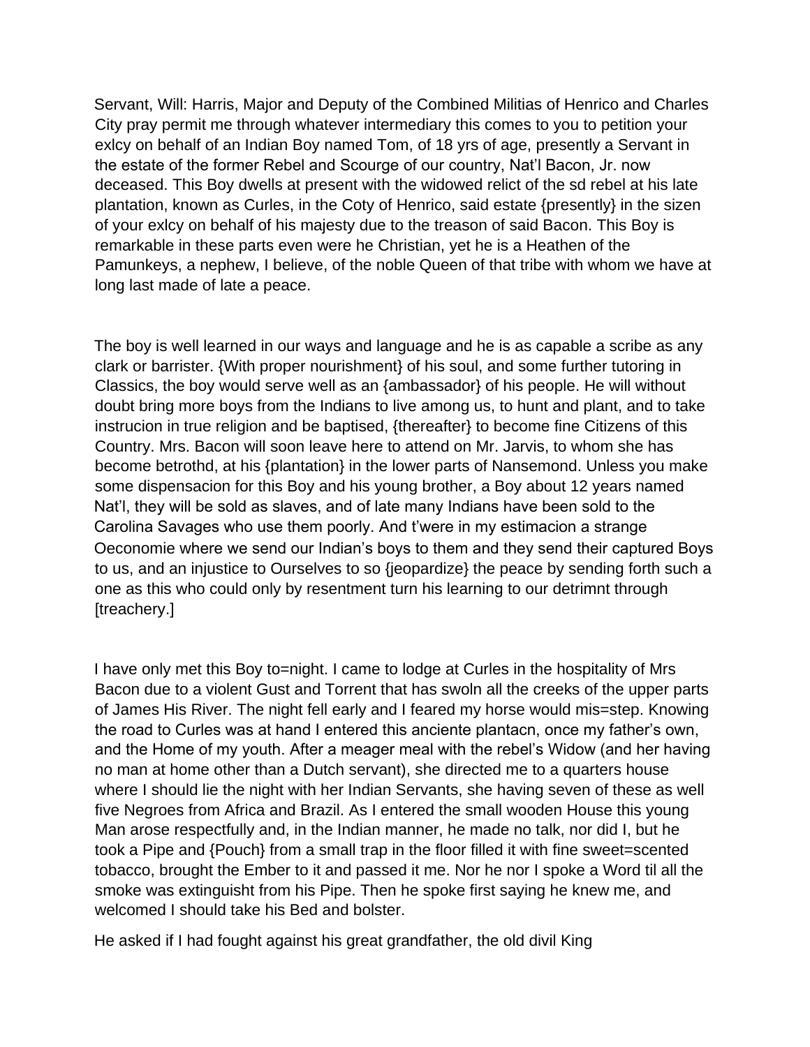Servant, Will: Harris, Major and Deputy of the Combined Militias of Henrico and Charles City pray permit me through whatever intermediary this comes to you to petition your exlcy on behalf of an Indian Boy named Tom, of 18 yrs of age, presently a Servant in the estate of the former Rebel and Scourge of our country, Nat'l Bacon, Jr. now deceased. This Boy dwells at present with the widowed relict of the sd rebel at his late plantation, known as Curles, in the Coty of Henrico, said estate {presently} in the sizen of your exlcy on behalf of his majesty due to the treason of said Bacon. This Boy is remarkable in these parts even were he Christian, yet he is a Heathen of the Pamunkeys, a nephew, I believe, of the noble Queen of that tribe with whom we have at long last made of late a peace.

The boy is well learned in our ways and language and he is as capable a scribe as any clark or barrister. {With proper nourishment} of his soul, and some further tutoring in Classics, the boy would serve well as an {ambassador} of his people. He will without doubt bring more boys from the Indians to live among us, to hunt and plant, and to take instrucion in true religion and be baptised, {thereafter} to become fine Citizens of this Country. Mrs. Bacon will soon leave here to attend on Mr. Jarvis, to whom she has become betrothd, at his {plantation} in the lower parts of Nansemond. Unless you make some dispensacion for this Boy and his young brother, a Boy about 12 years named Nat'l, they will be sold as slaves, and of late many Indians have been sold to the Carolina Savages who use them poorly. And t'were in my estimacion a strange Oeconomie where we send our Indian's boys to them and they send their captured Boys to us, and an injustice to Ourselves to so {jeopardize} the peace by sending forth such a one as this who could only by resentment turn his learning to our detrimnt through [treachery.]

I have only met this Boy to=night. I came to lodge at Curles in the hospitality of Mrs Bacon due to a violent Gust and Torrent that has swoln all the creeks of the upper parts of James His River. The night fell early and I feared my horse would mis=step. Knowing the road to Curles was at hand I entered this anciente plantacn, once my father's own, and the Home of my youth. After a meager meal with the rebel's Widow (and her having no man at home other than a Dutch servant), she directed me to a quarters house where I should lie the night with her Indian Servants, she having seven of these as well five Negroes from Africa and Brazil. As I entered the small wooden House this young Man arose respectfully and, in the Indian manner, he made no talk, nor did I, but he took a Pipe and {Pouch} from a small trap in the floor filled it with fine sweet=scented tobacco, brought the Ember to it and passed it me. Nor he nor I spoke a Word til all the smoke was extinguisht from his Pipe. Then he spoke first saying he knew me, and welcomed I should take his Bed and bolster.

He asked if I had fought against his great grandfather, the old divil King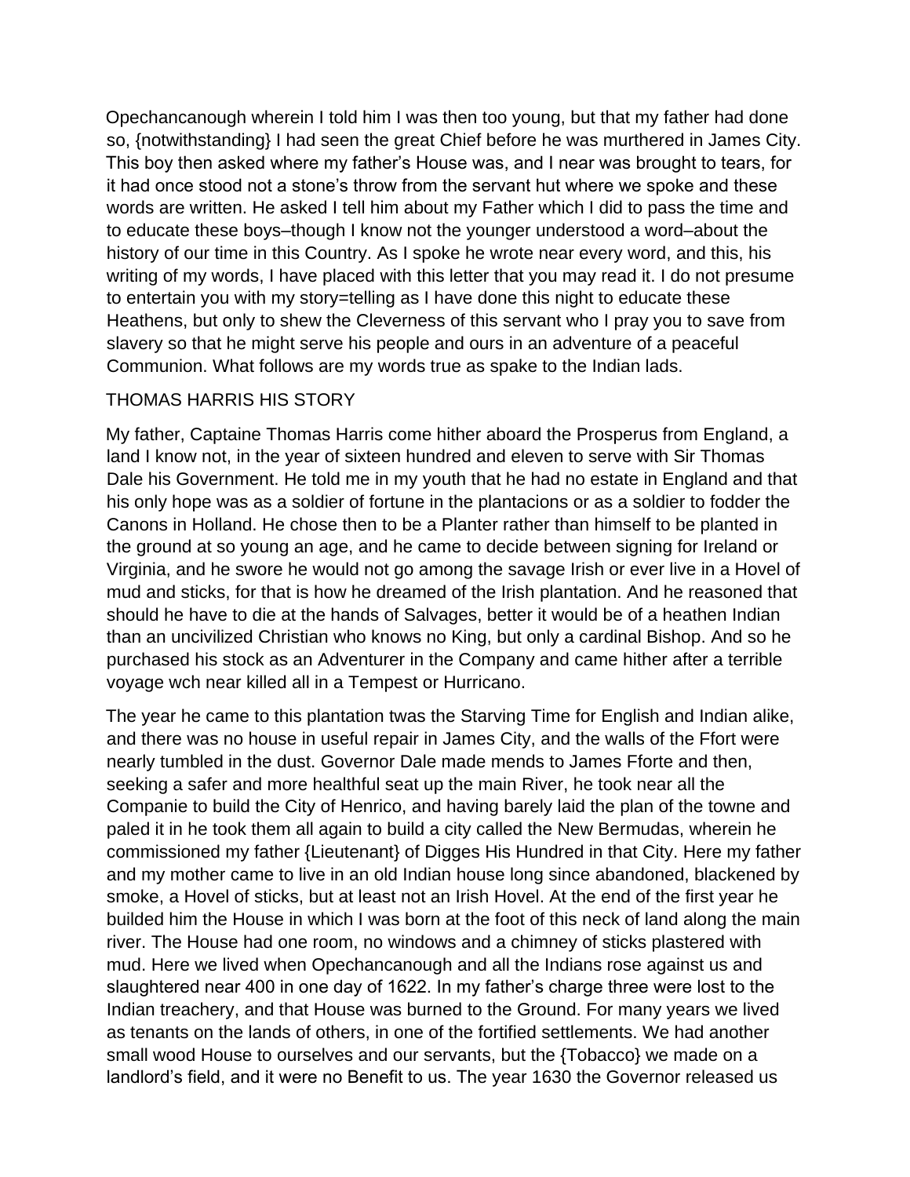Opechancanough wherein I told him I was then too young, but that my father had done so, {notwithstanding} I had seen the great Chief before he was murthered in James City. This boy then asked where my father's House was, and I near was brought to tears, for it had once stood not a stone's throw from the servant hut where we spoke and these words are written. He asked I tell him about my Father which I did to pass the time and to educate these boys–though I know not the younger understood a word–about the history of our time in this Country. As I spoke he wrote near every word, and this, his writing of my words, I have placed with this letter that you may read it. I do not presume to entertain you with my story=telling as I have done this night to educate these Heathens, but only to shew the Cleverness of this servant who I pray you to save from slavery so that he might serve his people and ours in an adventure of a peaceful Communion. What follows are my words true as spake to the Indian lads.

THOMAS HARRIS HIS STORY

My father, Captaine Thomas Harris come hither aboard the Prosperus from England, a land I know not, in the year of sixteen hundred and eleven to serve with Sir Thomas Dale his Government. He told me in my youth that he had no estate in England and that his only hope was as a soldier of fortune in the plantacions or as a soldier to fodder the Canons in Holland. He chose then to be a Planter rather than himself to be planted in the ground at so young an age, and he came to decide between signing for Ireland or Virginia, and he swore he would not go among the savage Irish or ever live in a Hovel of mud and sticks, for that is how he dreamed of the Irish plantation. And he reasoned that should he have to die at the hands of Salvages, better it would be of a heathen Indian than an uncivilized Christian who knows no King, but only a cardinal Bishop. And so he purchased his stock as an Adventurer in the Company and came hither after a terrible voyage wch near killed all in a Tempest or Hurricano.

The year he came to this plantation twas the Starving Time for English and Indian alike, and there was no house in useful repair in James City, and the walls of the Ffort were nearly tumbled in the dust. Governor Dale made mends to James Fforte and then, seeking a safer and more healthful seat up the main River, he took near all the Companie to build the City of Henrico, and having barely laid the plan of the towne and paled it in he took them all again to build a city called the New Bermudas, wherein he commissioned my father {Lieutenant} of Digges His Hundred in that City. Here my father and my mother came to live in an old Indian house long since abandoned, blackened by smoke, a Hovel of sticks, but at least not an Irish Hovel. At the end of the first year he builded him the House in which I was born at the foot of this neck of land along the main river. The House had one room, no windows and a chimney of sticks plastered with mud. Here we lived when Opechancanough and all the Indians rose against us and slaughtered near 400 in one day of 1622. In my father's charge three were lost to the Indian treachery, and that House was burned to the Ground. For many years we lived as tenants on the lands of others, in one of the fortified settlements. We had another small wood House to ourselves and our servants, but the {Tobacco} we made on a landlord's field, and it were no Benefit to us. The year 1630 the Governor released us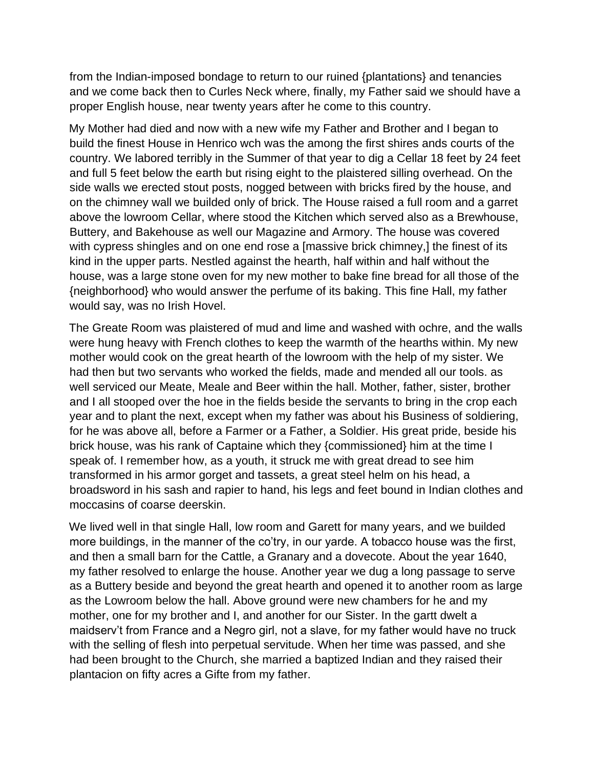from the Indian-imposed bondage to return to our ruined {plantations} and tenancies and we come back then to Curles Neck where, finally, my Father said we should have a proper English house, near twenty years after he come to this country.

My Mother had died and now with a new wife my Father and Brother and I began to build the finest House in Henrico wch was the among the first shires ands courts of the country. We labored terribly in the Summer of that year to dig a Cellar 18 feet by 24 feet and full 5 feet below the earth but rising eight to the plaistered silling overhead. On the side walls we erected stout posts, nogged between with bricks fired by the house, and on the chimney wall we builded only of brick. The House raised a full room and a garret above the lowroom Cellar, where stood the Kitchen which served also as a Brewhouse, Buttery, and Bakehouse as well our Magazine and Armory. The house was covered with cypress shingles and on one end rose a [massive brick chimney,] the finest of its kind in the upper parts. Nestled against the hearth, half within and half without the house, was a large stone oven for my new mother to bake fine bread for all those of the {neighborhood} who would answer the perfume of its baking. This fine Hall, my father would say, was no Irish Hovel.

The Greate Room was plaistered of mud and lime and washed with ochre, and the walls were hung heavy with French clothes to keep the warmth of the hearths within. My new mother would cook on the great hearth of the lowroom with the help of my sister. We had then but two servants who worked the fields, made and mended all our tools. as well serviced our Meate, Meale and Beer within the hall. Mother, father, sister, brother and I all stooped over the hoe in the fields beside the servants to bring in the crop each year and to plant the next, except when my father was about his Business of soldiering, for he was above all, before a Farmer or a Father, a Soldier. His great pride, beside his brick house, was his rank of Captaine which they {commissioned} him at the time I speak of. I remember how, as a youth, it struck me with great dread to see him transformed in his armor gorget and tassets, a great steel helm on his head, a broadsword in his sash and rapier to hand, his legs and feet bound in Indian clothes and moccasins of coarse deerskin.

We lived well in that single Hall, low room and Garett for many years, and we builded more buildings, in the manner of the co'try, in our yarde. A tobacco house was the first, and then a small barn for the Cattle, a Granary and a dovecote. About the year 1640, my father resolved to enlarge the house. Another year we dug a long passage to serve as a Buttery beside and beyond the great hearth and opened it to another room as large as the Lowroom below the hall. Above ground were new chambers for he and my mother, one for my brother and I, and another for our Sister. In the gartt dwelt a maidserv't from France and a Negro girl, not a slave, for my father would have no truck with the selling of flesh into perpetual servitude. When her time was passed, and she had been brought to the Church, she married a baptized Indian and they raised their plantacion on fifty acres a Gifte from my father.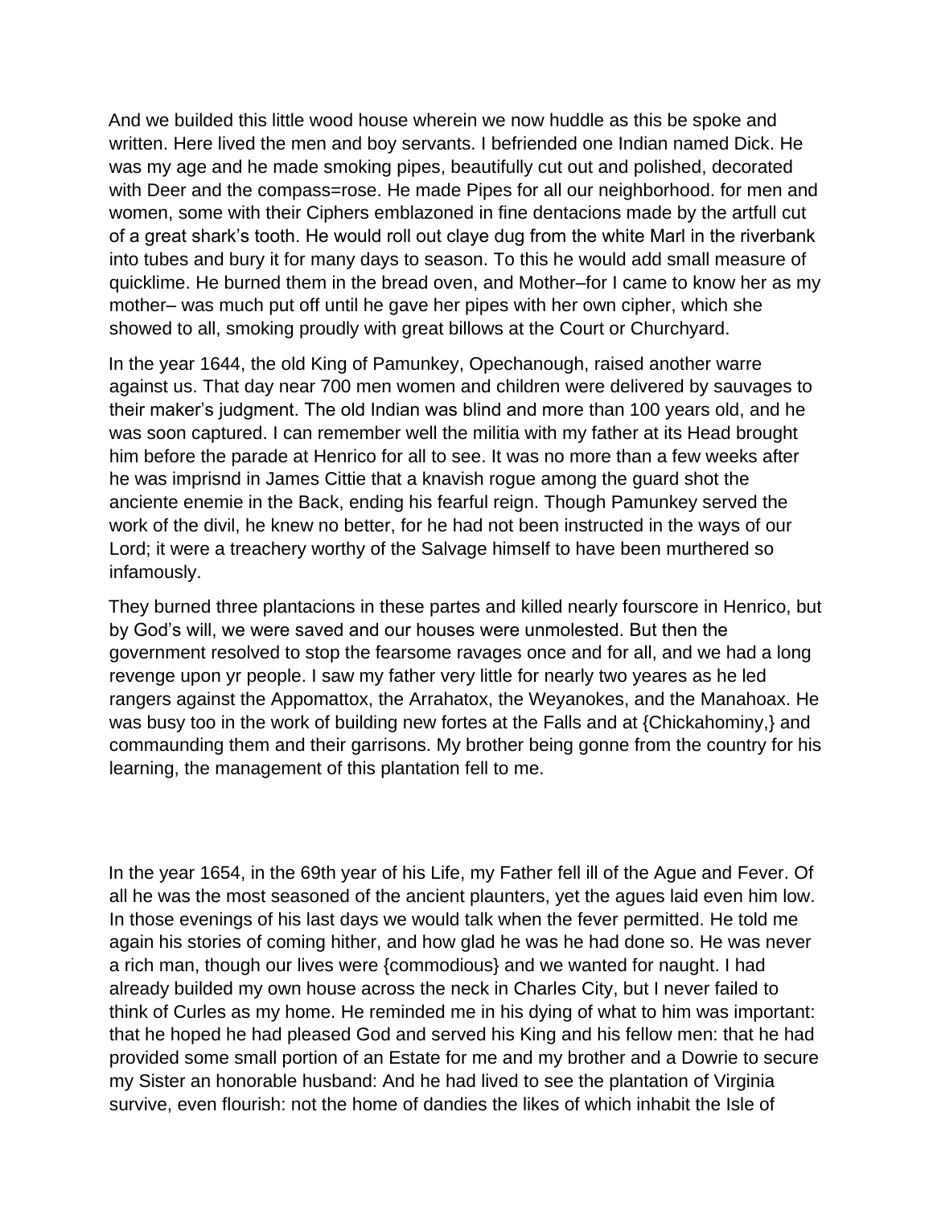And we builded this little wood house wherein we now huddle as this be spoke and written. Here lived the men and boy servants. I befriended one Indian named Dick. He was my age and he made smoking pipes, beautifully cut out and polished, decorated with Deer and the compass=rose. He made Pipes for all our neighborhood. for men and women, some with their Ciphers emblazoned in fine dentacions made by the artfull cut of a great shark's tooth. He would roll out claye dug from the white Marl in the riverbank into tubes and bury it for many days to season. To this he would add small measure of quicklime. He burned them in the bread oven, and Mother–for I came to know her as my mother– was much put off until he gave her pipes with her own cipher, which she showed to all, smoking proudly with great billows at the Court or Churchyard.

In the year 1644, the old King of Pamunkey, Opechanough, raised another warre against us. That day near 700 men women and children were delivered by sauvages to their maker's judgment. The old Indian was blind and more than 100 years old, and he was soon captured. I can remember well the militia with my father at its Head brought him before the parade at Henrico for all to see. It was no more than a few weeks after he was imprisnd in James Cittie that a knavish rogue among the guard shot the anciente enemie in the Back, ending his fearful reign. Though Pamunkey served the work of the divil, he knew no better, for he had not been instructed in the ways of our Lord; it were a treachery worthy of the Salvage himself to have been murthered so infamously.

They burned three plantacions in these partes and killed nearly fourscore in Henrico, but by God's will, we were saved and our houses were unmolested. But then the government resolved to stop the fearsome ravages once and for all, and we had a long revenge upon yr people. I saw my father very little for nearly two yeares as he led rangers against the Appomattox, the Arrahatox, the Weyanokes, and the Manahoax. He was busy too in the work of building new fortes at the Falls and at {Chickahominy,} and commaunding them and their garrisons. My brother being gonne from the country for his learning, the management of this plantation fell to me.

In the year 1654, in the 69th year of his Life, my Father fell ill of the Ague and Fever. Of all he was the most seasoned of the ancient plaunters, yet the agues laid even him low. In those evenings of his last days we would talk when the fever permitted. He told me again his stories of coming hither, and how glad he was he had done so. He was never a rich man, though our lives were {commodious} and we wanted for naught. I had already builded my own house across the neck in Charles City, but I never failed to think of Curles as my home. He reminded me in his dying of what to him was important: that he hoped he had pleased God and served his King and his fellow men: that he had provided some small portion of an Estate for me and my brother and a Dowrie to secure my Sister an honorable husband: And he had lived to see the plantation of Virginia survive, even flourish: not the home of dandies the likes of which inhabit the Isle of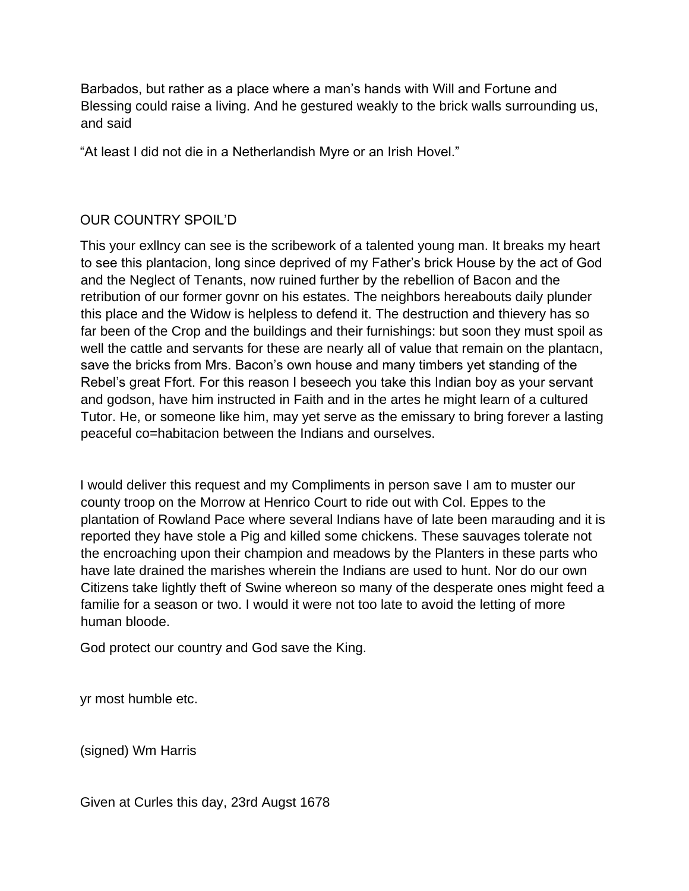Barbados, but rather as a place where a man's hands with Will and Fortune and Blessing could raise a living. And he gestured weakly to the brick walls surrounding us, and said

"At least I did not die in a Netherlandish Myre or an Irish Hovel."

## OUR COUNTRY SPOIL'D

This your exllncy can see is the scribework of a talented young man. It breaks my heart to see this plantacion, long since deprived of my Father's brick House by the act of God and the Neglect of Tenants, now ruined further by the rebellion of Bacon and the retribution of our former govnr on his estates. The neighbors hereabouts daily plunder this place and the Widow is helpless to defend it. The destruction and thievery has so far been of the Crop and the buildings and their furnishings: but soon they must spoil as well the cattle and servants for these are nearly all of value that remain on the plantacn, save the bricks from Mrs. Bacon's own house and many timbers yet standing of the Rebel's great Ffort. For this reason I beseech you take this Indian boy as your servant and godson, have him instructed in Faith and in the artes he might learn of a cultured Tutor. He, or someone like him, may yet serve as the emissary to bring forever a lasting peaceful co=habitacion between the Indians and ourselves.

I would deliver this request and my Compliments in person save I am to muster our county troop on the Morrow at Henrico Court to ride out with Col. Eppes to the plantation of Rowland Pace where several Indians have of late been marauding and it is reported they have stole a Pig and killed some chickens. These sauvages tolerate not the encroaching upon their champion and meadows by the Planters in these parts who have late drained the marishes wherein the Indians are used to hunt. Nor do our own Citizens take lightly theft of Swine whereon so many of the desperate ones might feed a familie for a season or two. I would it were not too late to avoid the letting of more human bloode.

God protect our country and God save the King.

yr most humble etc.

(signed) Wm Harris

Given at Curles this day, 23rd Augst 1678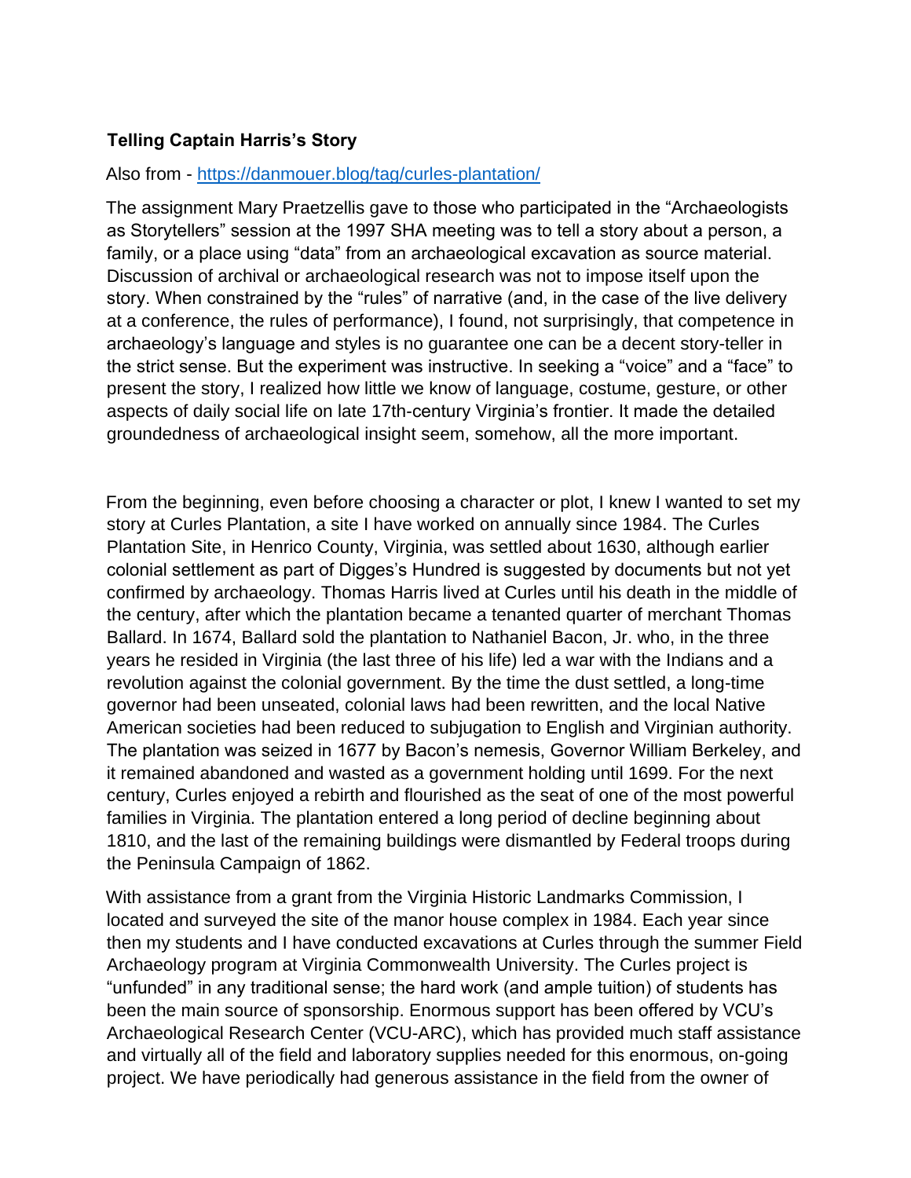**Telling Captain Harris's Story**

Also from - [https://danmouer.blog/tag/curles-plantation/](https://danmouer.blog/tag/curles-plantation/)

The assignment Mary Praetzellis gave to those who participated in the "Archaeologists as Storytellers" session at the 1997 SHA meeting was to tell a story about a person, a family, or a place using "data" from an archaeological excavation as source material. Discussion of archival or archaeological research was not to impose itself upon the story. When constrained by the "rules" of narrative (and, in the case of the live delivery at a conference, the rules of performance), I found, not surprisingly, that competence in archaeology's language and styles is no guarantee one can be a decent story-teller in the strict sense. But the experiment was instructive. In seeking a "voice" and a "face" to present the story, I realized how little we know of language, costume, gesture, or other aspects of daily social life on late 17th-century Virginia's frontier. It made the detailed groundedness of archaeological insight seem, somehow, all the more important.

From the beginning, even before choosing a character or plot, I knew I wanted to set my story at Curles Plantation, a site I have worked on annually since 1984. The Curles Plantation Site, in Henrico County, Virginia, was settled about 1630, although earlier colonial settlement as part of Digges's Hundred is suggested by documents but not yet confirmed by archaeology. Thomas Harris lived at Curles until his death in the middle of the century, after which the plantation became a tenanted quarter of merchant Thomas Ballard. In 1674, Ballard sold the plantation to Nathaniel Bacon, Jr. who, in the three years he resided in Virginia (the last three of his life) led a war with the Indians and a revolution against the colonial government. By the time the dust settled, a long-time governor had been unseated, colonial laws had been rewritten, and the local Native American societies had been reduced to subjugation to English and Virginian authority. The plantation was seized in 1677 by Bacon's nemesis, Governor William Berkeley, and it remained abandoned and wasted as a government holding until 1699. For the next century, Curles enjoyed a rebirth and flourished as the seat of one of the most powerful families in Virginia. The plantation entered a long period of decline beginning about 1810, and the last of the remaining buildings were dismantled by Federal troops during the Peninsula Campaign of 1862.

With assistance from a grant from the Virginia Historic Landmarks Commission, I located and surveyed the site of the manor house complex in 1984. Each year since then my students and I have conducted excavations at Curles through the summer Field Archaeology program at Virginia Commonwealth University. The Curles project is "unfunded" in any traditional sense; the hard work (and ample tuition) of students has been the main source of sponsorship. Enormous support has been offered by VCU's Archaeological Research Center (VCU-ARC), which has provided much staff assistance and virtually all of the field and laboratory supplies needed for this enormous, on-going project. We have periodically had generous assistance in the field from the owner of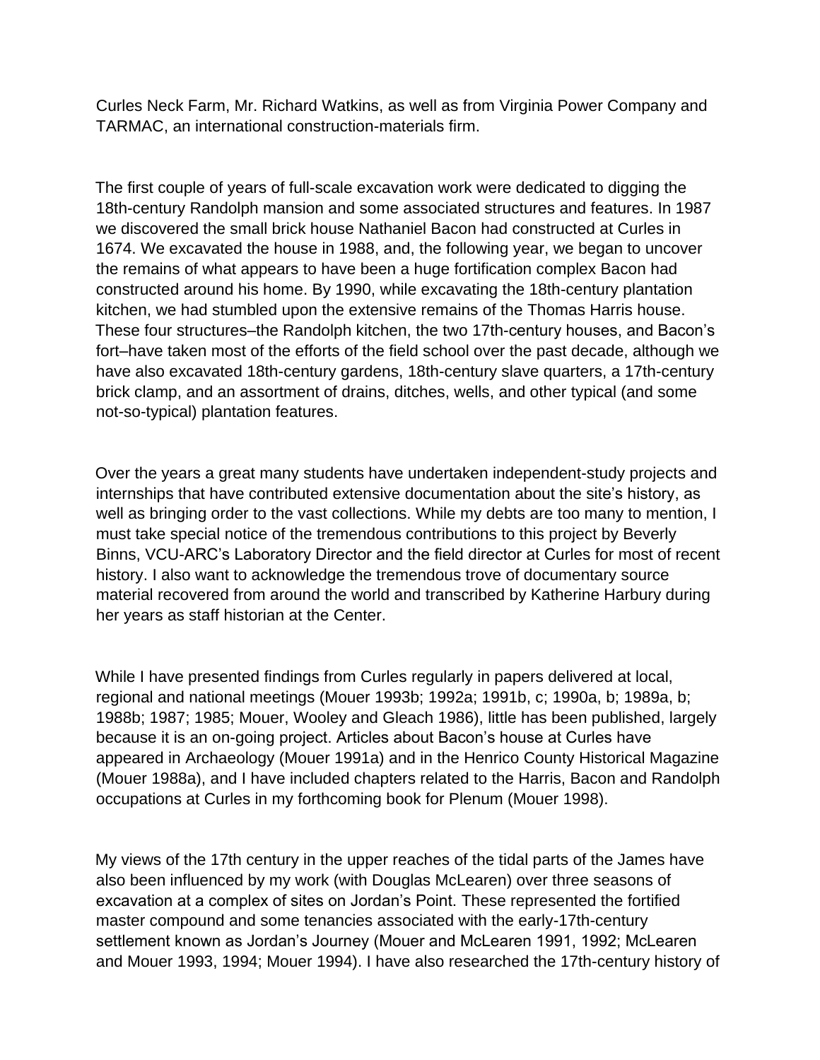Curles Neck Farm, Mr. Richard Watkins, as well as from Virginia Power Company and TARMAC, an international construction-materials firm.

The first couple of years of full-scale excavation work were dedicated to digging the 18th-century Randolph mansion and some associated structures and features. In 1987 we discovered the small brick house Nathaniel Bacon had constructed at Curles in 1674. We excavated the house in 1988, and, the following year, we began to uncover the remains of what appears to have been a huge fortification complex Bacon had constructed around his home. By 1990, while excavating the 18th-century plantation kitchen, we had stumbled upon the extensive remains of the Thomas Harris house. These four structures–the Randolph kitchen, the two 17th-century houses, and Bacon's fort–have taken most of the efforts of the field school over the past decade, although we have also excavated 18th-century gardens, 18th-century slave quarters, a 17th-century brick clamp, and an assortment of drains, ditches, wells, and other typical (and some not-so-typical) plantation features.

Over the years a great many students have undertaken independent-study projects and internships that have contributed extensive documentation about the site's history, as well as bringing order to the vast collections. While my debts are too many to mention, I must take special notice of the tremendous contributions to this project by Beverly Binns, VCU-ARC's Laboratory Director and the field director at Curles for most of recent history. I also want to acknowledge the tremendous trove of documentary source material recovered from around the world and transcribed by Katherine Harbury during her years as staff historian at the Center.

While I have presented findings from Curles regularly in papers delivered at local, regional and national meetings (Mouer 1993b; 1992a; 1991b, c; 1990a, b; 1989a, b; 1988b; 1987; 1985; Mouer, Wooley and Gleach 1986), little has been published, largely because it is an on-going project. Articles about Bacon's house at Curles have appeared in Archaeology (Mouer 1991a) and in the Henrico County Historical Magazine (Mouer 1988a), and I have included chapters related to the Harris, Bacon and Randolph occupations at Curles in my forthcoming book for Plenum (Mouer 1998).

My views of the 17th century in the upper reaches of the tidal parts of the James have also been influenced by my work (with Douglas McLearen) over three seasons of excavation at a complex of sites on Jordan's Point. These represented the fortified master compound and some tenancies associated with the early-17th-century settlement known as Jordan's Journey (Mouer and McLearen 1991, 1992; McLearen and Mouer 1993, 1994; Mouer 1994). I have also researched the 17th-century history of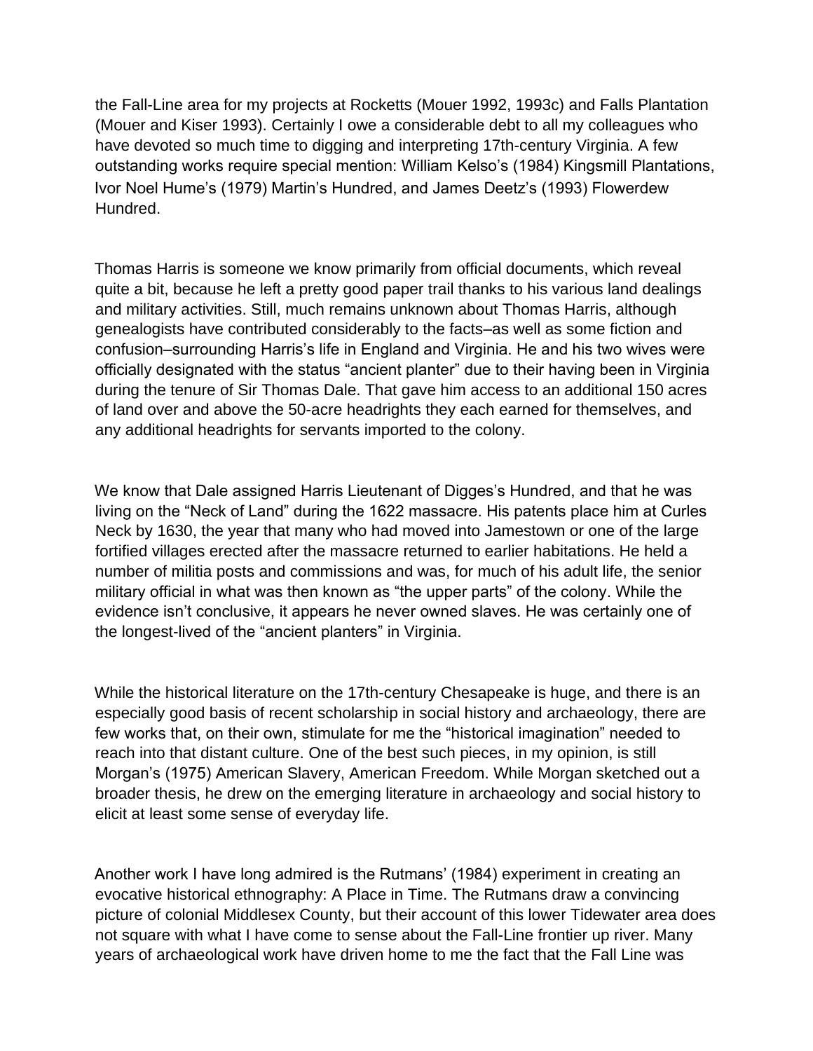the Fall-Line area for my projects at Rocketts (Mouer 1992, 1993c) and Falls Plantation (Mouer and Kiser 1993). Certainly I owe a considerable debt to all my colleagues who have devoted so much time to digging and interpreting 17th-century Virginia. A few outstanding works require special mention: William Kelso's (1984) Kingsmill Plantations, Ivor Noel Hume's (1979) Martin's Hundred, and James Deetz's (1993) Flowerdew Hundred.

Thomas Harris is someone we know primarily from official documents, which reveal quite a bit, because he left a pretty good paper trail thanks to his various land dealings and military activities. Still, much remains unknown about Thomas Harris, although genealogists have contributed considerably to the facts–as well as some fiction and confusion–surrounding Harris's life in England and Virginia. He and his two wives were officially designated with the status "ancient planter" due to their having been in Virginia during the tenure of Sir Thomas Dale. That gave him access to an additional 150 acres of land over and above the 50-acre headrights they each earned for themselves, and any additional headrights for servants imported to the colony.

We know that Dale assigned Harris Lieutenant of Digges's Hundred, and that he was living on the "Neck of Land" during the 1622 massacre. His patents place him at Curles Neck by 1630, the year that many who had moved into Jamestown or one of the large fortified villages erected after the massacre returned to earlier habitations. He held a number of militia posts and commissions and was, for much of his adult life, the senior military official in what was then known as "the upper parts" of the colony. While the evidence isn't conclusive, it appears he never owned slaves. He was certainly one of the longest-lived of the "ancient planters" in Virginia.

While the historical literature on the 17th-century Chesapeake is huge, and there is an especially good basis of recent scholarship in social history and archaeology, there are few works that, on their own, stimulate for me the "historical imagination" needed to reach into that distant culture. One of the best such pieces, in my opinion, is still Morgan's (1975) American Slavery, American Freedom. While Morgan sketched out a broader thesis, he drew on the emerging literature in archaeology and social history to elicit at least some sense of everyday life.

Another work I have long admired is the Rutmans' (1984) experiment in creating an evocative historical ethnography: A Place in Time. The Rutmans draw a convincing picture of colonial Middlesex County, but their account of this lower Tidewater area does not square with what I have come to sense about the Fall-Line frontier up river. Many years of archaeological work have driven home to me the fact that the Fall Line was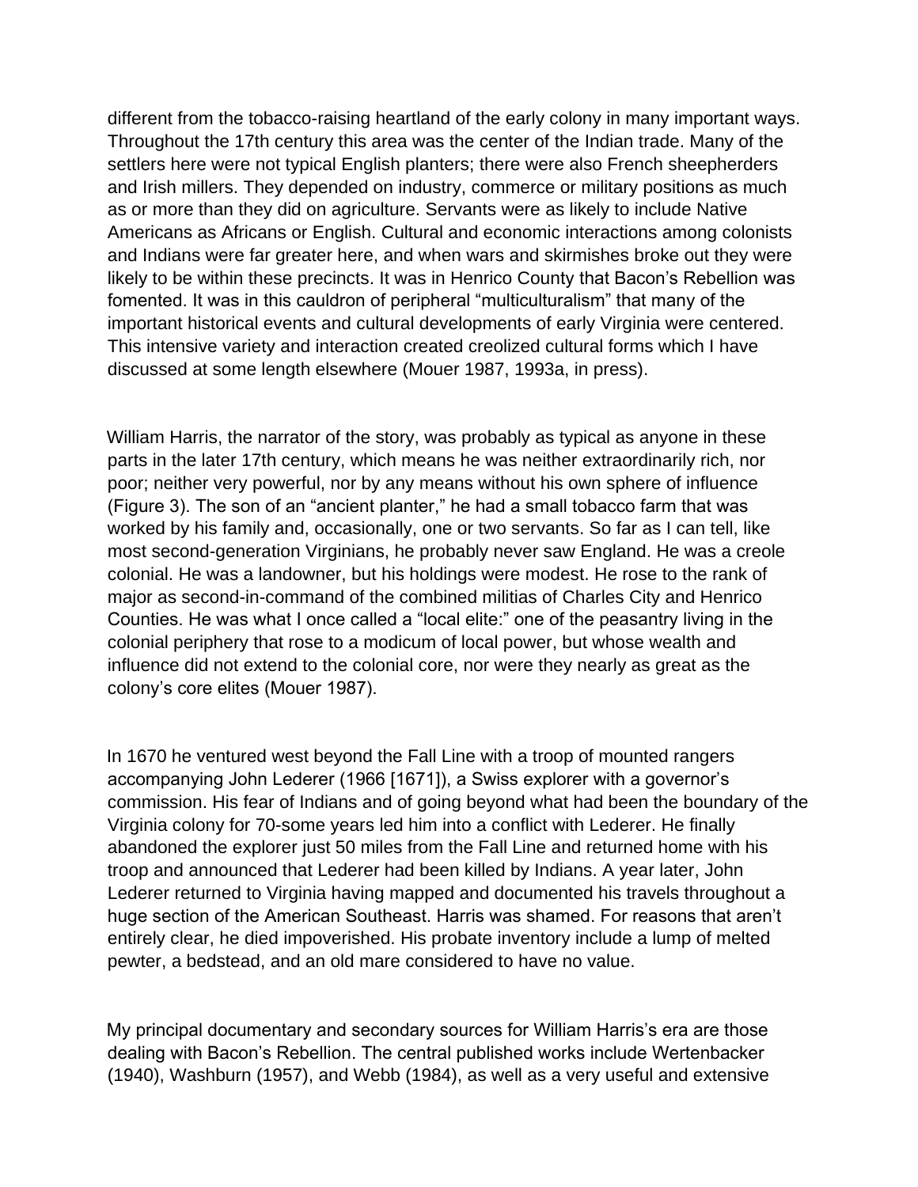different from the tobacco-raising heartland of the early colony in many important ways. Throughout the 17th century this area was the center of the Indian trade. Many of the settlers here were not typical English planters; there were also French sheepherders and Irish millers. They depended on industry, commerce or military positions as much as or more than they did on agriculture. Servants were as likely to include Native Americans as Africans or English. Cultural and economic interactions among colonists and Indians were far greater here, and when wars and skirmishes broke out they were likely to be within these precincts. It was in Henrico County that Bacon's Rebellion was fomented. It was in this cauldron of peripheral "multiculturalism" that many of the important historical events and cultural developments of early Virginia were centered. This intensive variety and interaction created creolized cultural forms which I have discussed at some length elsewhere (Mouer 1987, 1993a, in press).

William Harris, the narrator of the story, was probably as typical as anyone in these parts in the later 17th century, which means he was neither extraordinarily rich, nor poor; neither very powerful, nor by any means without his own sphere of influence (Figure 3). The son of an "ancient planter," he had a small tobacco farm that was worked by his family and, occasionally, one or two servants. So far as I can tell, like most second-generation Virginians, he probably never saw England. He was a creole colonial. He was a landowner, but his holdings were modest. He rose to the rank of major as second-in-command of the combined militias of Charles City and Henrico Counties. He was what I once called a "local elite:" one of the peasantry living in the colonial periphery that rose to a modicum of local power, but whose wealth and influence did not extend to the colonial core, nor were they nearly as great as the colony's core elites (Mouer 1987).

In 1670 he ventured west beyond the Fall Line with a troop of mounted rangers accompanying John Lederer (1966 [1671]), a Swiss explorer with a governor's commission. His fear of Indians and of going beyond what had been the boundary of the Virginia colony for 70-some years led him into a conflict with Lederer. He finally abandoned the explorer just 50 miles from the Fall Line and returned home with his troop and announced that Lederer had been killed by Indians. A year later, John Lederer returned to Virginia having mapped and documented his travels throughout a huge section of the American Southeast. Harris was shamed. For reasons that aren't entirely clear, he died impoverished. His probate inventory include a lump of melted pewter, a bedstead, and an old mare considered to have no value.

My principal documentary and secondary sources for William Harris's era are those dealing with Bacon's Rebellion. The central published works include Wertenbacker (1940), Washburn (1957), and Webb (1984), as well as a very useful and extensive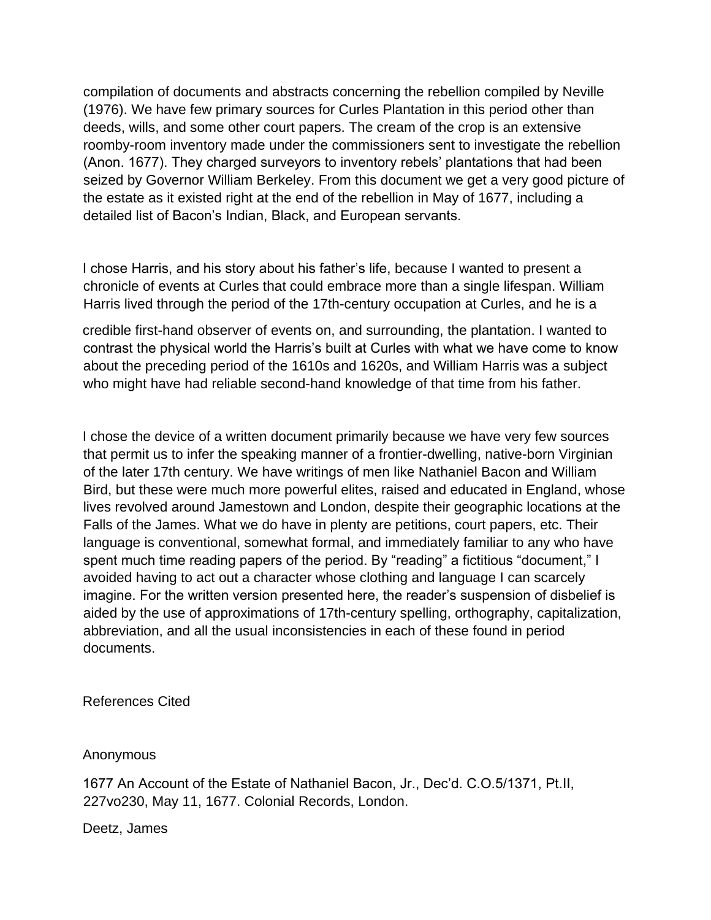compilation of documents and abstracts concerning the rebellion compiled by Neville (1976). We have few primary sources for Curles Plantation in this period other than deeds, wills, and some other court papers. The cream of the crop is an extensive roomby-room inventory made under the commissioners sent to investigate the rebellion (Anon. 1677). They charged surveyors to inventory rebels' plantations that had been seized by Governor William Berkeley. From this document we get a very good picture of the estate as it existed right at the end of the rebellion in May of 1677, including a detailed list of Bacon's Indian, Black, and European servants.

I chose Harris, and his story about his father's life, because I wanted to present a chronicle of events at Curles that could embrace more than a single lifespan. William Harris lived through the period of the 17th-century occupation at Curles, and he is a credible first-hand observer of events on, and surrounding, the plantation. I wanted to contrast the physical world the Harris's built at Curles with what we have come to know about the preceding period of the 1610s and 1620s, and William Harris was a subject who might have had reliable second-hand knowledge of that time from his father.

I chose the device of a written document primarily because we have very few sources that permit us to infer the speaking manner of a frontier-dwelling, native-born Virginian of the later 17th century. We have writings of men like Nathaniel Bacon and William Bird, but these were much more powerful elites, raised and educated in England, whose lives revolved around Jamestown and London, despite their geographic locations at the Falls of the James. What we do have in plenty are petitions, court papers, etc. Their language is conventional, somewhat formal, and immediately familiar to any who have spent much time reading papers of the period. By "reading" a fictitious "document," I avoided having to act out a character whose clothing and language I can scarcely imagine. For the written version presented here, the reader's suspension of disbelief is aided by the use of approximations of 17th-century spelling, orthography, capitalization, abbreviation, and all the usual inconsistencies in each of these found in period documents.

## References Cited

Anonymous

1677 An Account of the Estate of Nathaniel Bacon, Jr., Dec'd. C.O.5/1371, Pt.II, 227vo230, May 11, 1677. Colonial Records, London.

Deetz, James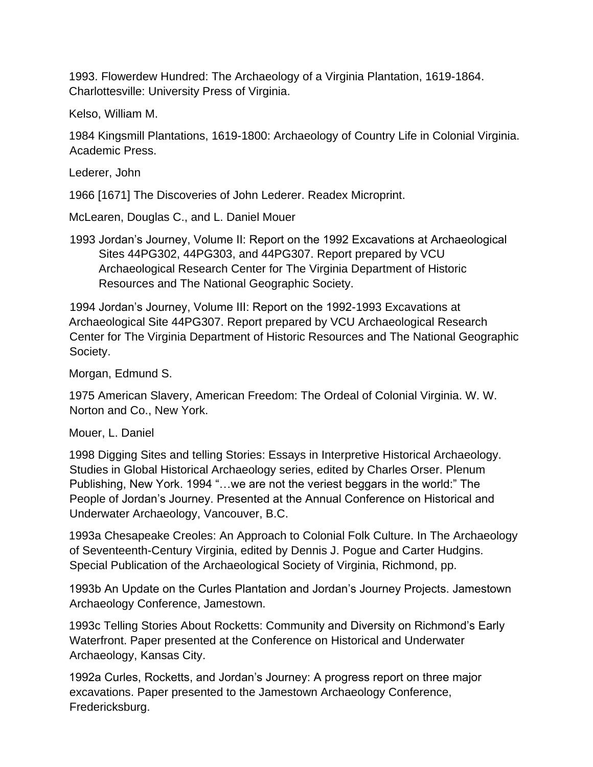1993. Flowerdew Hundred: The Archaeology of a Virginia Plantation, 1619-1864. Charlottesville: University Press of Virginia.

Kelso, William M.

1984 Kingsmill Plantations, 1619-1800: Archaeology of Country Life in Colonial Virginia. Academic Press.

Lederer, John

1966 [1671] The Discoveries of John Lederer. Readex Microprint.

McLearen, Douglas C., and L. Daniel Mouer

1993 Jordan's Journey, Volume II: Report on the 1992 Excavations at Archaeological Sites 44PG302, 44PG303, and 44PG307. Report prepared by VCU Archaeological Research Center for The Virginia Department of Historic Resources and The National Geographic Society.

1994 Jordan's Journey, Volume III: Report on the 1992-1993 Excavations at Archaeological Site 44PG307. Report prepared by VCU Archaeological Research Center for The Virginia Department of Historic Resources and The National Geographic Society.

Morgan, Edmund S.

1975 American Slavery, American Freedom: The Ordeal of Colonial Virginia. W. W. Norton and Co., New York.

Mouer, L. Daniel

1998 Digging Sites and telling Stories: Essays in Interpretive Historical Archaeology. Studies in Global Historical Archaeology series, edited by Charles Orser. Plenum Publishing, New York. 1994 "…we are not the veriest beggars in the world:" The People of Jordan's Journey. Presented at the Annual Conference on Historical and Underwater Archaeology, Vancouver, B.C.

1993a Chesapeake Creoles: An Approach to Colonial Folk Culture. In The Archaeology of Seventeenth-Century Virginia, edited by Dennis J. Pogue and Carter Hudgins. Special Publication of the Archaeological Society of Virginia, Richmond, pp.

1993b An Update on the Curles Plantation and Jordan's Journey Projects. Jamestown Archaeology Conference, Jamestown.

1993c Telling Stories About Rocketts: Community and Diversity on Richmond's Early Waterfront. Paper presented at the Conference on Historical and Underwater Archaeology, Kansas City.

1992a Curles, Rocketts, and Jordan's Journey: A progress report on three major excavations. Paper presented to the Jamestown Archaeology Conference, Fredericksburg.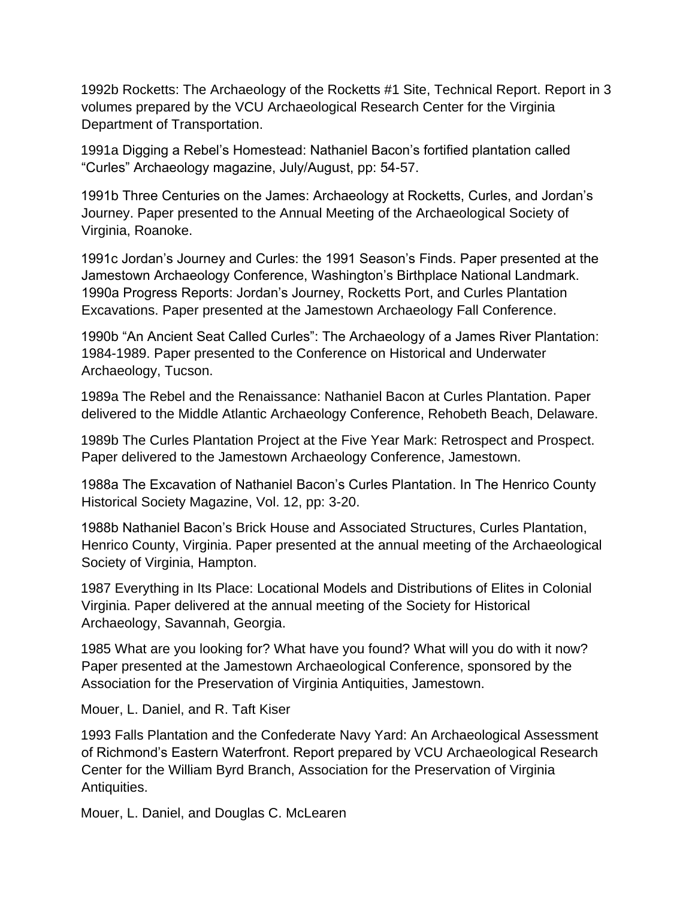1992b Rocketts: The Archaeology of the Rocketts #1 Site, Technical Report. Report in 3 volumes prepared by the VCU Archaeological Research Center for the Virginia Department of Transportation.

1991a Digging a Rebel's Homestead: Nathaniel Bacon's fortified plantation called "Curles" Archaeology magazine, July/August, pp: 54-57.

1991b Three Centuries on the James: Archaeology at Rocketts, Curles, and Jordan's Journey. Paper presented to the Annual Meeting of the Archaeological Society of Virginia, Roanoke.

1991c Jordan's Journey and Curles: the 1991 Season's Finds. Paper presented at the Jamestown Archaeology Conference, Washington's Birthplace National Landmark.
1990a Progress Reports: Jordan's Journey, Rocketts Port, and Curles Plantation Excavations. Paper presented at the Jamestown Archaeology Fall Conference.

1990b "An Ancient Seat Called Curles": The Archaeology of a James River Plantation: 1984-1989. Paper presented to the Conference on Historical and Underwater Archaeology, Tucson.

1989a The Rebel and the Renaissance: Nathaniel Bacon at Curles Plantation. Paper delivered to the Middle Atlantic Archaeology Conference, Rehobeth Beach, Delaware.

1989b The Curles Plantation Project at the Five Year Mark: Retrospect and Prospect. Paper delivered to the Jamestown Archaeology Conference, Jamestown.

1988a The Excavation of Nathaniel Bacon's Curles Plantation. In The Henrico County Historical Society Magazine, Vol. 12, pp: 3-20.

1988b Nathaniel Bacon's Brick House and Associated Structures, Curles Plantation, Henrico County, Virginia. Paper presented at the annual meeting of the Archaeological Society of Virginia, Hampton.

1987 Everything in Its Place: Locational Models and Distributions of Elites in Colonial Virginia. Paper delivered at the annual meeting of the Society for Historical Archaeology, Savannah, Georgia.

1985 What are you looking for? What have you found? What will you do with it now? Paper presented at the Jamestown Archaeological Conference, sponsored by the Association for the Preservation of Virginia Antiquities, Jamestown.

Mouer, L. Daniel, and R. Taft Kiser

1993 Falls Plantation and the Confederate Navy Yard: An Archaeological Assessment of Richmond's Eastern Waterfront. Report prepared by VCU Archaeological Research Center for the William Byrd Branch, Association for the Preservation of Virginia Antiquities.

Mouer, L. Daniel, and Douglas C. McLearen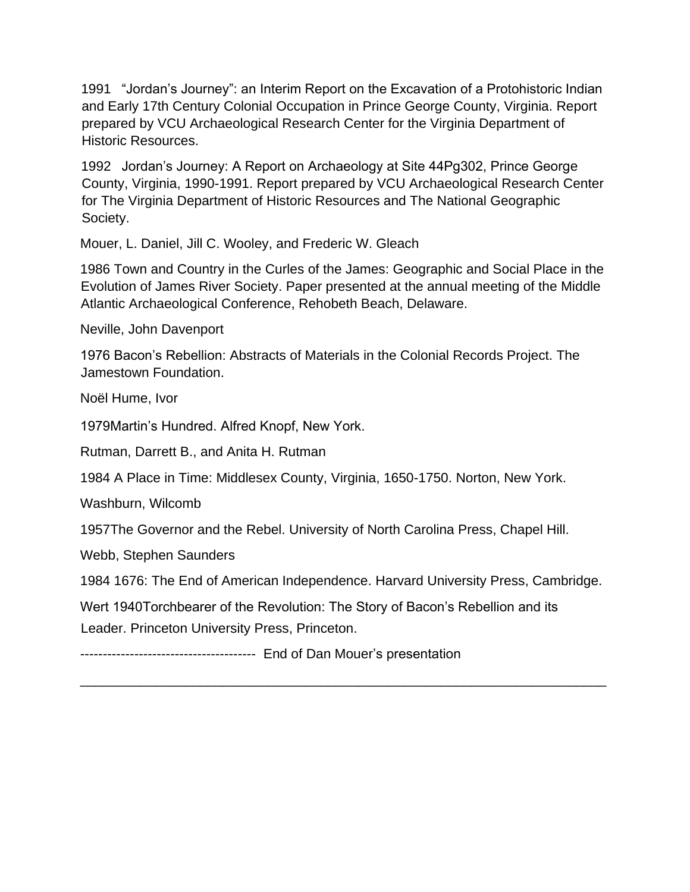1991 “Jordan’s Journey”: an Interim Report on the Excavation of a Protohistoric Indian and Early 17th Century Colonial Occupation in Prince George County, Virginia. Report prepared by VCU Archaeological Research Center for the Virginia Department of Historic Resources.

1992 Jordan’s Journey: A Report on Archaeology at Site 44Pg302, Prince George County, Virginia, 1990-1991. Report prepared by VCU Archaeological Research Center for The Virginia Department of Historic Resources and The National Geographic Society.

Mouer, L. Daniel, Jill C. Wooley, and Frederic W. Gleach

1986 Town and Country in the Curles of the James: Geographic and Social Place in the Evolution of James River Society. Paper presented at the annual meeting of the Middle Atlantic Archaeological Conference, Rehobeth Beach, Delaware.

Neville, John Davenport

1976 Bacon’s Rebellion: Abstracts of Materials in the Colonial Records Project. The Jamestown Foundation.

Noël Hume, Ivor

1979Martin’s Hundred. Alfred Knopf, New York.

Rutman, Darrett B., and Anita H. Rutman

1984 A Place in Time: Middlesex County, Virginia, 1650-1750. Norton, New York.

Washburn, Wilcomb

1957The Governor and the Rebel. University of North Carolina Press, Chapel Hill.

Webb, Stephen Saunders

1984 1676: The End of American Independence. Harvard University Press, Cambridge.

Wert 1940Torchbearer of the Revolution: The Story of Bacon’s Rebellion and its Leader. Princeton University Press, Princeton.

--------------------------------------- End of Dan Mouer’s presentation

---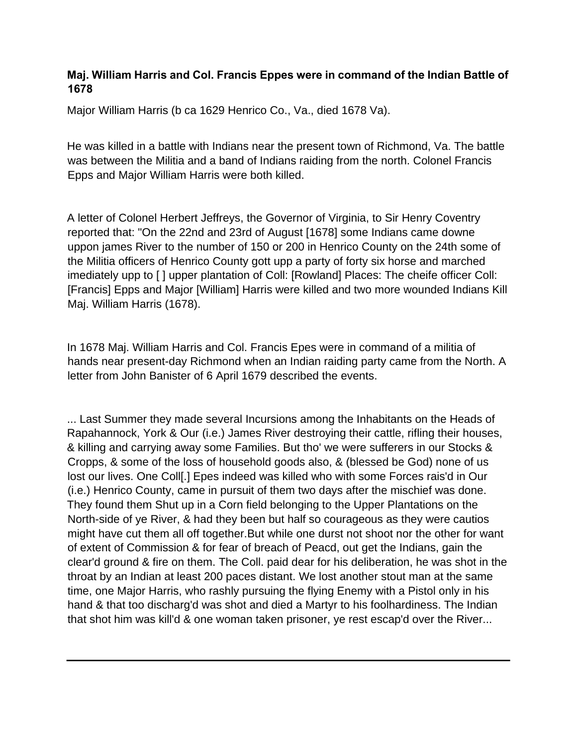**Maj. William Harris and Col. Francis Eppes were in command of the Indian Battle of 1678**

Major William Harris (b ca 1629 Henrico Co., Va., died 1678 Va).

He was killed in a battle with Indians near the present town of Richmond, Va. The battle was between the Militia and a band of Indians raiding from the north. Colonel Francis Epps and Major William Harris were both killed.

A letter of Colonel Herbert Jeffreys, the Governor of Virginia, to Sir Henry Coventry reported that: "On the 22nd and 23rd of August [1678] some Indians came downe uppon james River to the number of 150 or 200 in Henrico County on the 24th some of the Militia officers of Henrico County gott upp a party of forty six horse and marched imediately upp to [ ] upper plantation of Coll: [Rowland] Places: The cheife officer Coll: [Francis] Epps and Major [William] Harris were killed and two more wounded Indians Kill Maj. William Harris (1678).

In 1678 Maj. William Harris and Col. Francis Epes were in command of a militia of hands near present-day Richmond when an Indian raiding party came from the North. A letter from John Banister of 6 April 1679 described the events.

... Last Summer they made several Incursions among the Inhabitants on the Heads of Rapahannock, York & Our (i.e.) James River destroying their cattle, rifling their houses, & killing and carrying away some Families. But tho' we were sufferers in our Stocks & Cropps, & some of the loss of household goods also, & (blessed be God) none of us lost our lives. One Coll[.] Epes indeed was killed who with some Forces rais'd in Our (i.e.) Henrico County, came in pursuit of them two days after the mischief was done. They found them Shut up in a Corn field belonging to the Upper Plantations on the North-side of ye River, & had they been but half so courageous as they were cautios might have cut them all off together.But while one durst not shoot nor the other for want of extent of Commission & for fear of breach of Peacd, out get the Indians, gain the clear'd ground & fire on them. The Coll. paid dear for his deliberation, he was shot in the throat by an Indian at least 200 paces distant. We lost another stout man at the same time, one Major Harris, who rashly pursuing the flying Enemy with a Pistol only in his hand & that too discharg'd was shot and died a Martyr to his foolhardiness. The Indian that shot him was kill'd & one woman taken prisoner, ye rest escap'd over the River...

---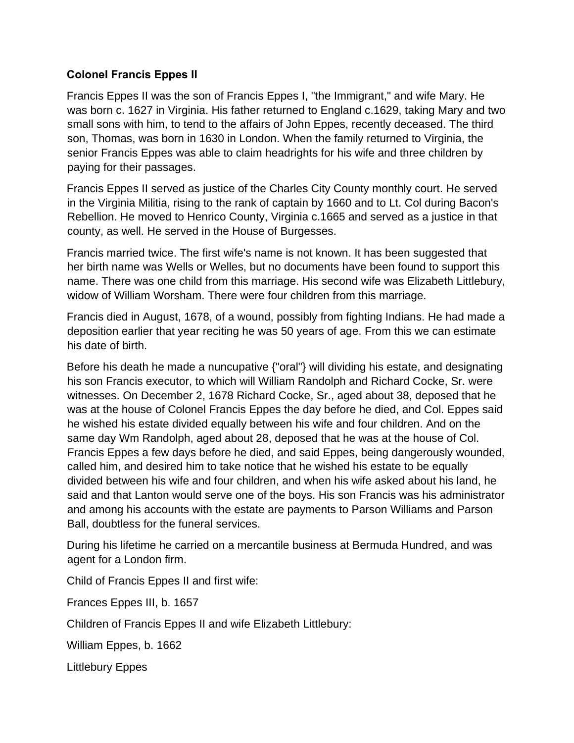**Colonel Francis Eppes II**

Francis Eppes II was the son of Francis Eppes I, "the Immigrant," and wife Mary. He was born c. 1627 in Virginia. His father returned to England c.1629, taking Mary and two small sons with him, to tend to the affairs of John Eppes, recently deceased. The third son, Thomas, was born in 1630 in London. When the family returned to Virginia, the senior Francis Eppes was able to claim headrights for his wife and three children by paying for their passages.

Francis Eppes II served as justice of the Charles City County monthly court. He served in the Virginia Militia, rising to the rank of captain by 1660 and to Lt. Col during Bacon's Rebellion. He moved to Henrico County, Virginia c.1665 and served as a justice in that county, as well. He served in the House of Burgesses.

Francis married twice. The first wife's name is not known. It has been suggested that her birth name was Wells or Welles, but no documents have been found to support this name. There was one child from this marriage. His second wife was Elizabeth Littlebury, widow of William Worsham. There were four children from this marriage.

Francis died in August, 1678, of a wound, possibly from fighting Indians. He had made a deposition earlier that year reciting he was 50 years of age. From this we can estimate his date of birth.

Before his death he made a nuncupative {"oral"} will dividing his estate, and designating his son Francis executor, to which will William Randolph and Richard Cocke, Sr. were witnesses. On December 2, 1678 Richard Cocke, Sr., aged about 38, deposed that he was at the house of Colonel Francis Eppes the day before he died, and Col. Eppes said he wished his estate divided equally between his wife and four children. And on the same day Wm Randolph, aged about 28, deposed that he was at the house of Col. Francis Eppes a few days before he died, and said Eppes, being dangerously wounded, called him, and desired him to take notice that he wished his estate to be equally divided between his wife and four children, and when his wife asked about his land, he said and that Lanton would serve one of the boys. His son Francis was his administrator and among his accounts with the estate are payments to Parson Williams and Parson Ball, doubtless for the funeral services.

During his lifetime he carried on a mercantile business at Bermuda Hundred, and was agent for a London firm.

Child of Francis Eppes II and first wife:

Frances Eppes III, b. 1657

Children of Francis Eppes II and wife Elizabeth Littlebury:

William Eppes, b. 1662

Littlebury Eppes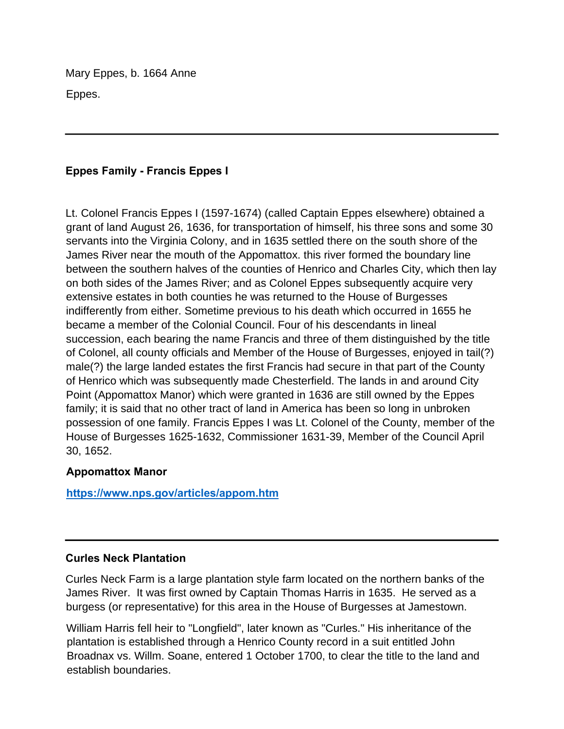Mary Eppes, b. 1664 Anne

Eppes.

---

### Eppes Family - Francis Eppes I

Lt. Colonel Francis Eppes I (1597-1674) (called Captain Eppes elsewhere) obtained a grant of land August 26, 1636, for transportation of himself, his three sons and some 30 servants into the Virginia Colony, and in 1635 settled there on the south shore of the James River near the mouth of the Appomattox. this river formed the boundary line between the southern halves of the counties of Henrico and Charles City, which then lay on both sides of the James River; and as Colonel Eppes subsequently acquire very extensive estates in both counties he was returned to the House of Burgesses indifferently from either. Sometime previous to his death which occurred in 1655 he became a member of the Colonial Council. Four of his descendants in lineal succession, each bearing the name Francis and three of them distinguished by the title of Colonel, all county officials and Member of the House of Burgesses, enjoyed in tail(?) male(?) the large landed estates the first Francis had secure in that part of the County of Henrico which was subsequently made Chesterfield. The lands in and around City Point (Appomattox Manor) which were granted in 1636 are still owned by the Eppes family; it is said that no other tract of land in America has been so long in unbroken possession of one family. Francis Eppes I was Lt. Colonel of the County, member of the House of Burgesses 1625-1632, Commissioner 1631-39, Member of the Council April 30, 1652.

**Appomattox Manor**

**https://www.nps.gov/articles/appom.htm**

---

### Curles Neck Plantation

Curles Neck Farm is a large plantation style farm located on the northern banks of the James River. It was first owned by Captain Thomas Harris in 1635. He served as a burgess (or representative) for this area in the House of Burgesses at Jamestown.

William Harris fell heir to "Longfield", later known as "Curles." His inheritance of the plantation is established through a Henrico County record in a suit entitled John Broadnax vs. Willm. Soane, entered 1 October 1700, to clear the title to the land and establish boundaries.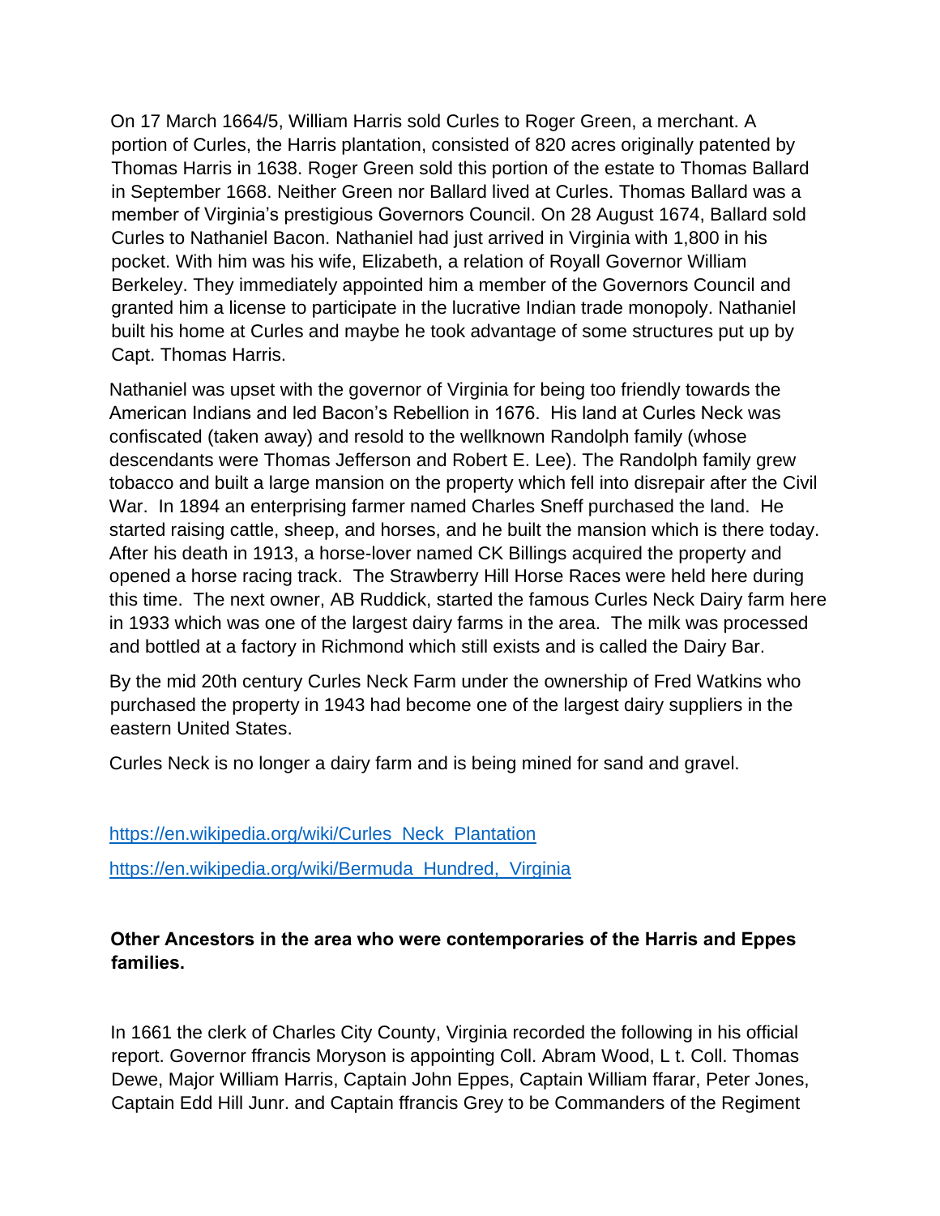On 17 March 1664/5, William Harris sold Curles to Roger Green, a merchant. A portion of Curles, the Harris plantation, consisted of 820 acres originally patented by Thomas Harris in 1638. Roger Green sold this portion of the estate to Thomas Ballard in September 1668. Neither Green nor Ballard lived at Curles. Thomas Ballard was a member of Virginia's prestigious Governors Council. On 28 August 1674, Ballard sold Curles to Nathaniel Bacon. Nathaniel had just arrived in Virginia with 1,800 in his pocket. With him was his wife, Elizabeth, a relation of Royall Governor William Berkeley. They immediately appointed him a member of the Governors Council and granted him a license to participate in the lucrative Indian trade monopoly. Nathaniel built his home at Curles and maybe he took advantage of some structures put up by Capt. Thomas Harris.

Nathaniel was upset with the governor of Virginia for being too friendly towards the American Indians and led Bacon's Rebellion in 1676. His land at Curles Neck was confiscated (taken away) and resold to the wellknown Randolph family (whose descendants were Thomas Jefferson and Robert E. Lee). The Randolph family grew tobacco and built a large mansion on the property which fell into disrepair after the Civil War. In 1894 an enterprising farmer named Charles Sneff purchased the land. He started raising cattle, sheep, and horses, and he built the mansion which is there today. After his death in 1913, a horse-lover named CK Billings acquired the property and opened a horse racing track. The Strawberry Hill Horse Races were held here during this time. The next owner, AB Ruddick, started the famous Curles Neck Dairy farm here in 1933 which was one of the largest dairy farms in the area. The milk was processed and bottled at a factory in Richmond which still exists and is called the Dairy Bar.

By the mid 20th century Curles Neck Farm under the ownership of Fred Watkins who purchased the property in 1943 had become one of the largest dairy suppliers in the eastern United States.

Curles Neck is no longer a dairy farm and is being mined for sand and gravel.

https://en.wikipedia.org/wiki/Curles_Neck_Plantation

https://en.wikipedia.org/wiki/Bermuda_Hundred,_Virginia

**Other Ancestors in the area who were contemporaries of the Harris and Eppes families.**

In 1661 the clerk of Charles City County, Virginia recorded the following in his official report. Governor ffrancis Moryson is appointing Coll. Abram Wood, L t. Coll. Thomas Dewe, Major William Harris, Captain John Eppes, Captain William ffarar, Peter Jones, Captain Edd Hill Junr. and Captain ffrancis Grey to be Commanders of the Regiment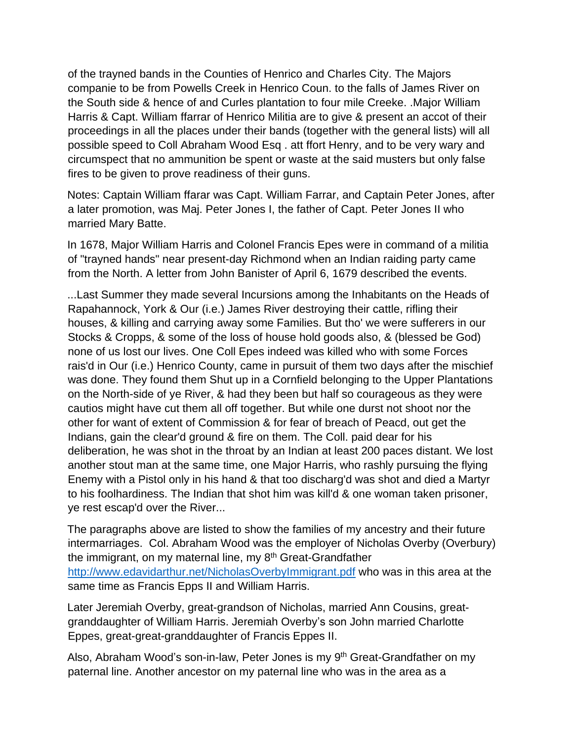of the trayned bands in the Counties of Henrico and Charles City. The Majors companie to be from Powells Creek in Henrico Coun. to the falls of James River on the South side & hence of and Curles plantation to four mile Creeke. .Major William Harris & Capt. William ffarrar of Henrico Militia are to give & present an accot of their proceedings in all the places under their bands (together with the general lists) will all possible speed to Coll Abraham Wood Esq . att ffort Henry, and to be very wary and circumspect that no ammunition be spent or waste at the said musters but only false fires to be given to prove readiness of their guns.

Notes: Captain William ffarar was Capt. William Farrar, and Captain Peter Jones, after a later promotion, was Maj. Peter Jones I, the father of Capt. Peter Jones II who married Mary Batte.

In 1678, Major William Harris and Colonel Francis Epes were in command of a militia of "trayned hands" near present-day Richmond when an Indian raiding party came from the North. A letter from John Banister of April 6, 1679 described the events.

...Last Summer they made several Incursions among the Inhabitants on the Heads of Rapahannock, York & Our (i.e.) James River destroying their cattle, rifling their houses, & killing and carrying away some Families. But tho' we were sufferers in our Stocks & Cropps, & some of the loss of house hold goods also, & (blessed be God) none of us lost our lives. One Coll Epes indeed was killed who with some Forces rais'd in Our (i.e.) Henrico County, came in pursuit of them two days after the mischief was done. They found them Shut up in a Cornfield belonging to the Upper Plantations on the North-side of ye River, & had they been but half so courageous as they were cautios might have cut them all off together. But while one durst not shoot nor the other for want of extent of Commission & for fear of breach of Peacd, out get the Indians, gain the clear'd ground & fire on them. The Coll. paid dear for his deliberation, he was shot in the throat by an Indian at least 200 paces distant. We lost another stout man at the same time, one Major Harris, who rashly pursuing the flying Enemy with a Pistol only in his hand & that too discharg'd was shot and died a Martyr to his foolhardiness. The Indian that shot him was kill'd & one woman taken prisoner, ye rest escap'd over the River...

The paragraphs above are listed to show the families of my ancestry and their future intermarriages. Col. Abraham Wood was the employer of Nicholas Overby (Overbury) the immigrant, on my maternal line, my 8th Great-Grandfather http://www.edavidarthur.net/NicholasOverbyImmigrant.pdf who was in this area at the same time as Francis Epps II and William Harris.

Later Jeremiah Overby, great-grandson of Nicholas, married Ann Cousins, great-granddaughter of William Harris. Jeremiah Overby's son John married Charlotte Eppes, great-great-granddaughter of Francis Eppes II.

Also, Abraham Wood's son-in-law, Peter Jones is my 9th Great-Grandfather on my paternal line. Another ancestor on my paternal line who was in the area as a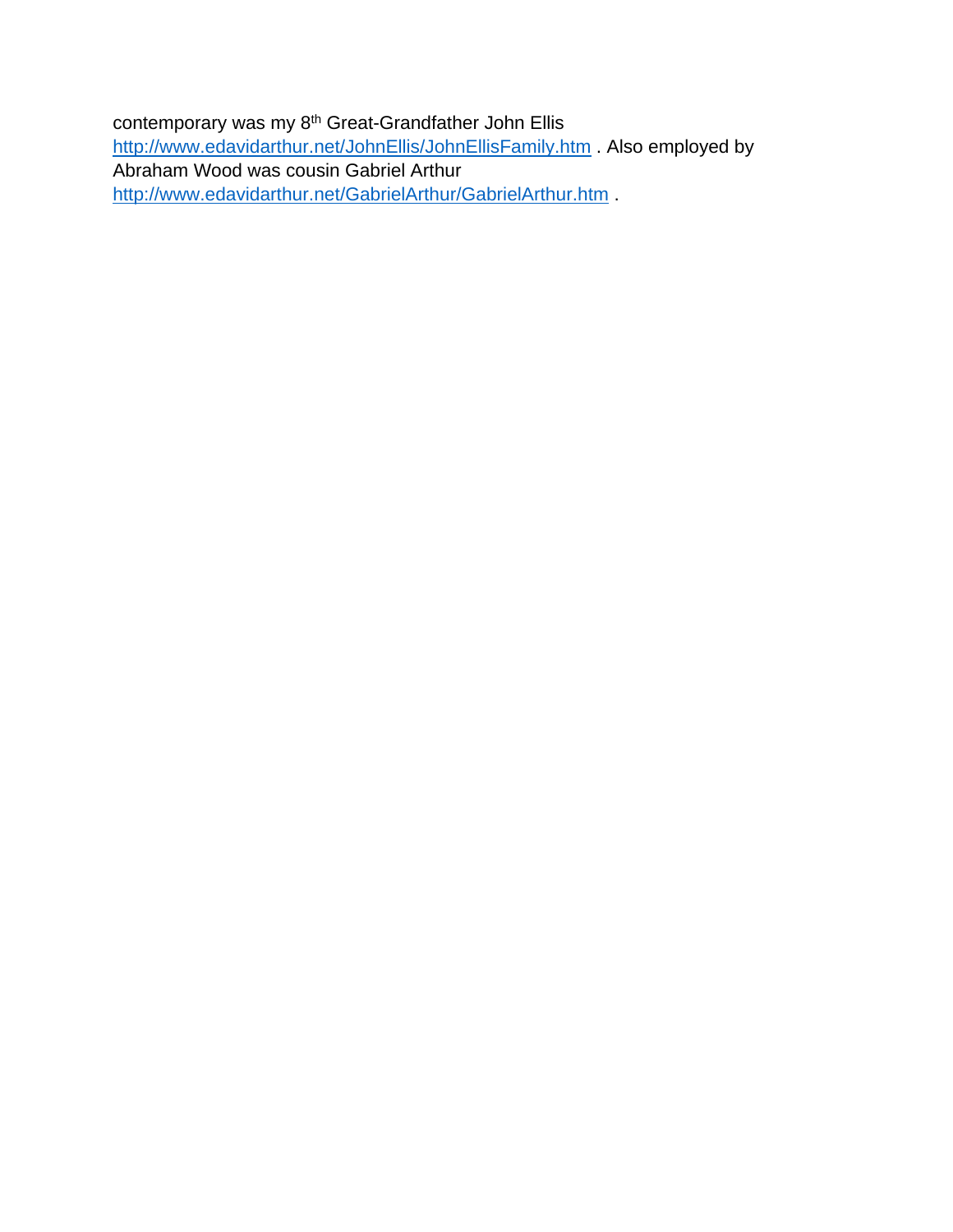contemporary was my 8th Great-Grandfather John Ellis http://www.edavidarthur.net/JohnEllis/JohnEllisFamily.htm . Also employed by Abraham Wood was cousin Gabriel Arthur http://www.edavidarthur.net/GabrielArthur/GabrielArthur.htm .